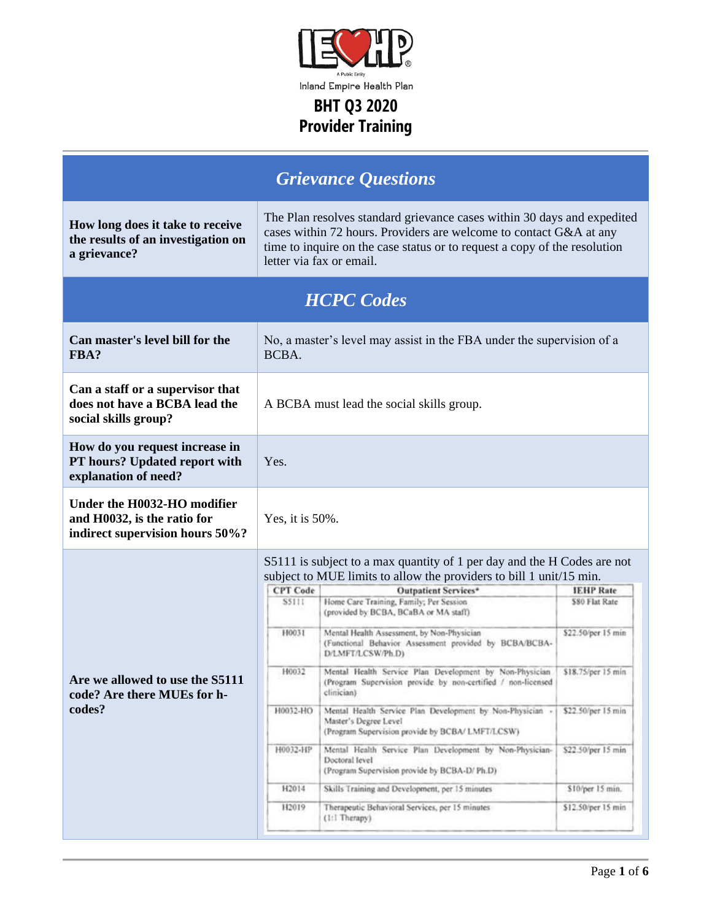Inland Empire Health Plan

# BHT Q3 2020 Provider Training

## *Grievance Questions*

| | |
|---|---|
| **How long does it take to receive the results of an investigation on a grievance?** | The Plan resolves standard grievance cases within 30 days and expedited cases within 72 hours. Providers are welcome to contact G&A at any time to inquire on the case status or to request a copy of the resolution letter via fax or email. |

## *HCPC Codes*

| | |
|---|---|
| **Can master's level bill for the FBA?** | No, a master's level may assist in the FBA under the supervision of a BCBA. |
| **Can a staff or a supervisor that does not have a BCBA lead the social skills group?** | A BCBA must lead the social skills group. |
| **How do you request increase in PT hours? Updated report with explanation of need?** | Yes. |
| **Under the H0032-HO modifier and H0032, is the ratio for indirect supervision hours 50%?** | Yes, it is 50%. |
| **Are we allowed to use the S5111 code? Are there MUEs for h-codes?** | S5111 is subject to a max quantity of 1 per day and the H Codes are not subject to MUE limits to allow the providers to bill 1 unit/15 min. |

| CPT Code | Outpatient Services* | IEHP Rate |
|---|---|---|
| S5111 | Home Care Training, Family; Per Session (provided by BCBA, BCaBA or MA staff) | $80 Flat Rate |
| H0031 | Mental Health Assessment, by Non-Physician (Functional Behavior Assessment provided by BCBA/BCBA-D/LMFT/LCSW/Ph.D) | $22.50/per 15 min |
| H0032 | Mental Health Service Plan Development by Non-Physician (Program Supervision provide by non-certified / non-licensed clinician) | $18.75/per 15 min |
| H0032-HO | Mental Health Service Plan Development by Non-Physician - Master's Degree Level (Program Supervision provide by BCBA/ LMFT/LCSW) | $22.50/per 15 min |
| H0032-HP | Mental Health Service Plan Development by Non-Physician- Doctoral level (Program Supervision provide by BCBA-D/ Ph.D) | $22.50/per 15 min |
| H2014 | Skills Training and Development, per 15 minutes | $10/per 15 min. |
| H2019 | Therapeutic Behavioral Services, per 15 minutes (1:1 Therapy) | $12.50/per 15 min |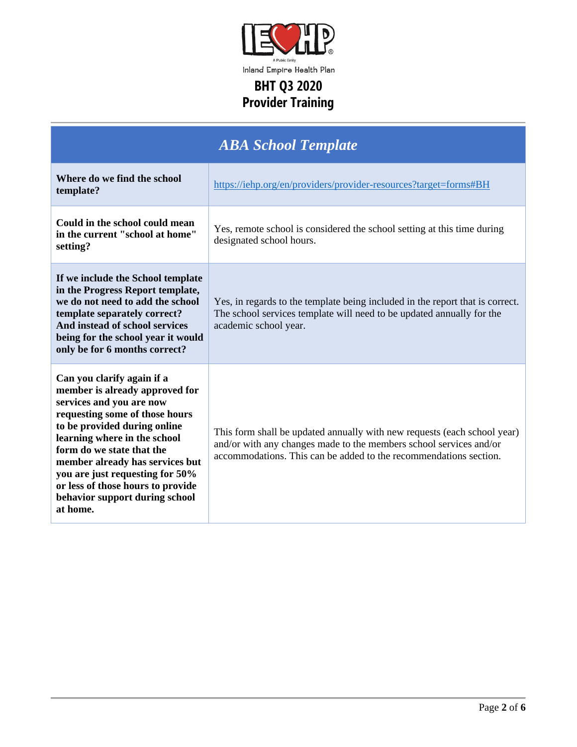Inland Empire Health Plan

# BHT Q3 2020 Provider Training

| *ABA School Template* | |
|---|---|
| **Where do we find the school template?** | https://iehp.org/en/providers/provider-resources?target=forms#BH |
| **Could in the school could mean in the current "school at home" setting?** | Yes, remote school is considered the school setting at this time during designated school hours. |
| **If we include the School template in the Progress Report template, we do not need to add the school template separately correct? And instead of school services being for the school year it would only be for 6 months correct?** | Yes, in regards to the template being included in the report that is correct. The school services template will need to be updated annually for the academic school year. |
| **Can you clarify again if a member is already approved for services and you are now requesting some of those hours to be provided during online learning where in the school form do we state that the member already has services but you are just requesting for 50% or less of those hours to provide behavior support during school at home.** | This form shall be updated annually with new requests (each school year) and/or with any changes made to the members school services and/or accommodations. This can be added to the recommendations section. |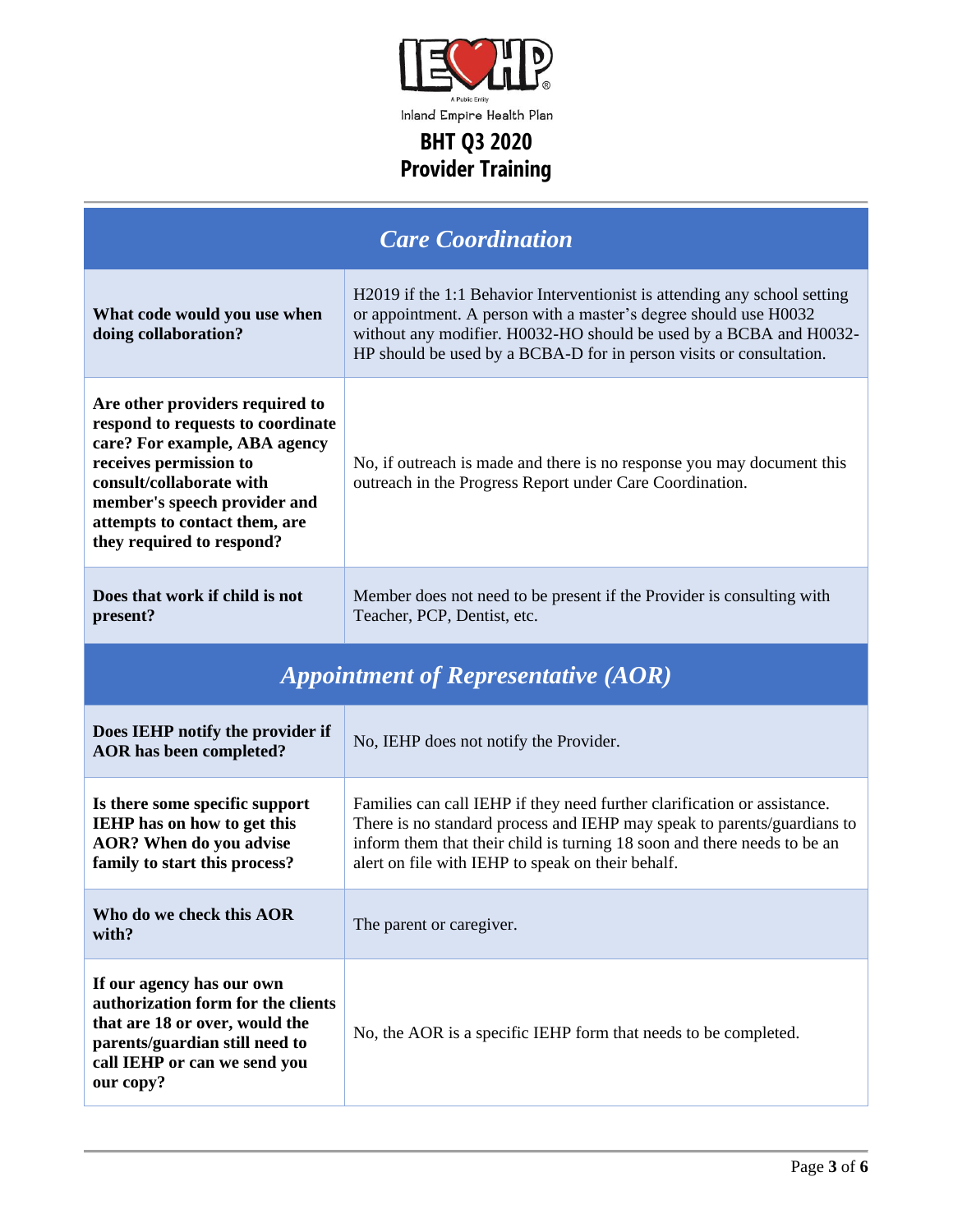Inland Empire Health Plan

# BHT Q3 2020 Provider Training

## *Care Coordination*

| | |
|---|---|
| **What code would you use when doing collaboration?** | H2019 if the 1:1 Behavior Interventionist is attending any school setting or appointment. A person with a master's degree should use H0032 without any modifier. H0032-HO should be used by a BCBA and H0032-HP should be used by a BCBA-D for in person visits or consultation. |
| **Are other providers required to respond to requests to coordinate care? For example, ABA agency receives permission to consult/collaborate with member's speech provider and attempts to contact them, are they required to respond?** | No, if outreach is made and there is no response you may document this outreach in the Progress Report under Care Coordination. |
| **Does that work if child is not present?** | Member does not need to be present if the Provider is consulting with Teacher, PCP, Dentist, etc. |

## *Appointment of Representative (AOR)*

| | |
|---|---|
| **Does IEHP notify the provider if AOR has been completed?** | No, IEHP does not notify the Provider. |
| **Is there some specific support IEHP has on how to get this AOR? When do you advise family to start this process?** | Families can call IEHP if they need further clarification or assistance. There is no standard process and IEHP may speak to parents/guardians to inform them that their child is turning 18 soon and there needs to be an alert on file with IEHP to speak on their behalf. |
| **Who do we check this AOR with?** | The parent or caregiver. |
| **If our agency has our own authorization form for the clients that are 18 or over, would the parents/guardian still need to call IEHP or can we send you our copy?** | No, the AOR is a specific IEHP form that needs to be completed. |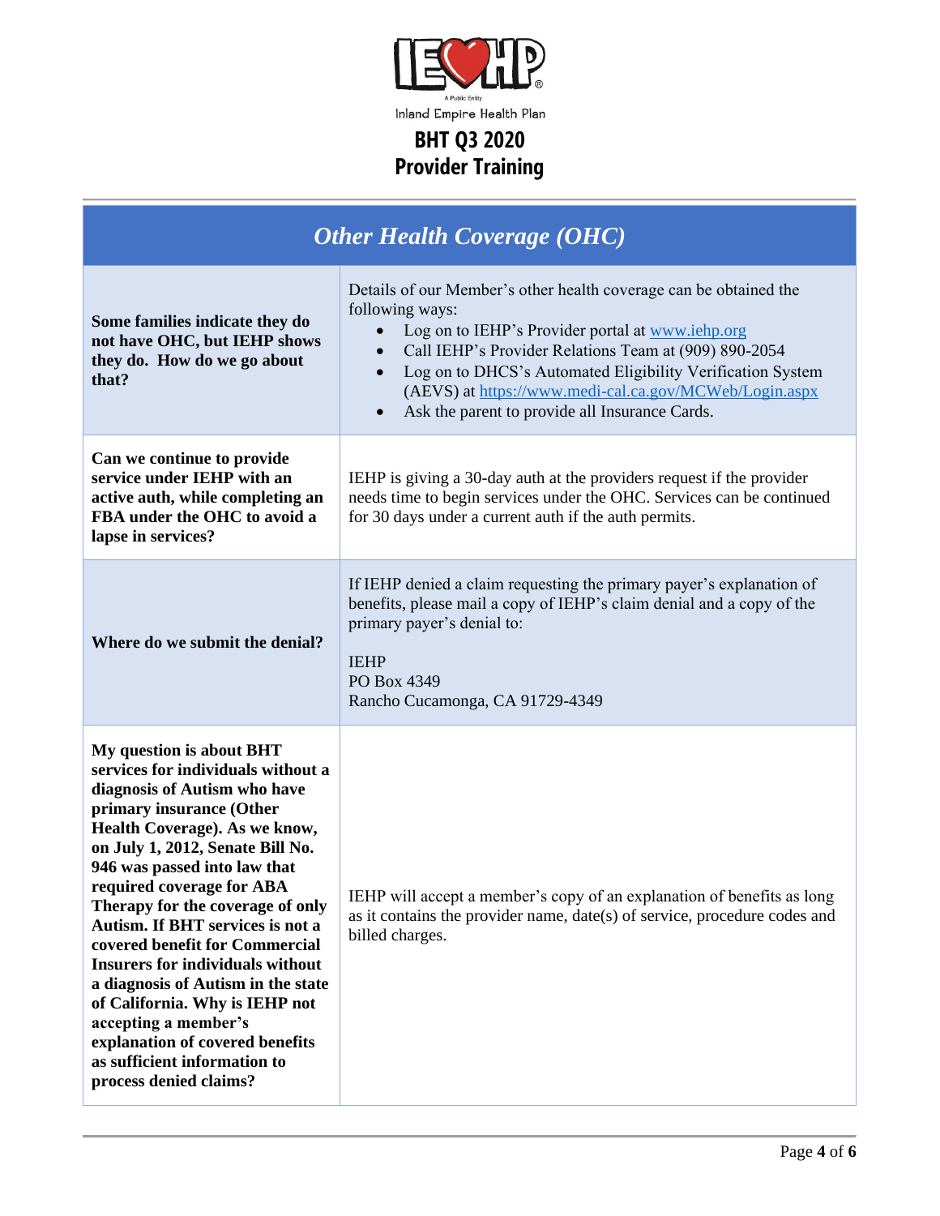IEHP

A Public Entity

Inland Empire Health Plan

# BHT Q3 2020 Provider Training

## *Other Health Coverage (OHC)*

| Question | Answer |
|---|---|
| **Some families indicate they do not have OHC, but IEHP shows they do. How do we go about that?** | Details of our Member's other health coverage can be obtained the following ways:<br>• Log on to IEHP's Provider portal at www.iehp.org<br>• Call IEHP's Provider Relations Team at (909) 890-2054<br>• Log on to DHCS's Automated Eligibility Verification System (AEVS) at https://www.medi-cal.ca.gov/MCWeb/Login.aspx<br>• Ask the parent to provide all Insurance Cards. |
| **Can we continue to provide service under IEHP with an active auth, while completing an FBA under the OHC to avoid a lapse in services?** | IEHP is giving a 30-day auth at the providers request if the provider needs time to begin services under the OHC. Services can be continued for 30 days under a current auth if the auth permits. |
| **Where do we submit the denial?** | If IEHP denied a claim requesting the primary payer's explanation of benefits, please mail a copy of IEHP's claim denial and a copy of the primary payer's denial to:<br><br>IEHP<br>PO Box 4349<br>Rancho Cucamonga, CA 91729-4349 |
| **My question is about BHT services for individuals without a diagnosis of Autism who have primary insurance (Other Health Coverage). As we know, on July 1, 2012, Senate Bill No. 946 was passed into law that required coverage for ABA Therapy for the coverage of only Autism. If BHT services is not a covered benefit for Commercial Insurers for individuals without a diagnosis of Autism in the state of California. Why is IEHP not accepting a member's explanation of covered benefits as sufficient information to process denied claims?** | IEHP will accept a member's copy of an explanation of benefits as long as it contains the provider name, date(s) of service, procedure codes and billed charges. |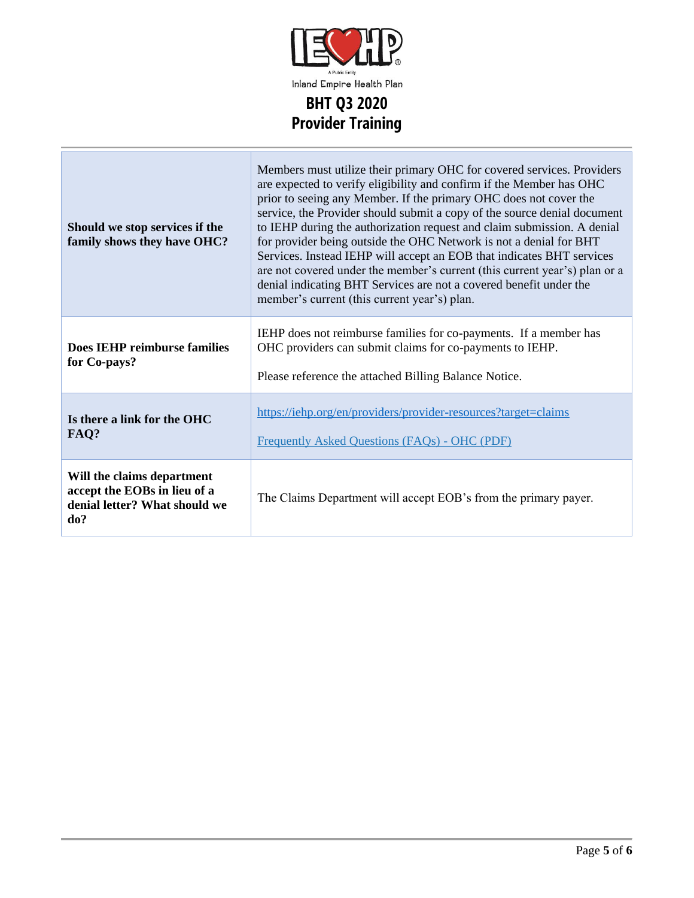| Question | Answer |
|---|---|
| **Should we stop services if the family shows they have OHC?** | Members must utilize their primary OHC for covered services. Providers are expected to verify eligibility and confirm if the Member has OHC prior to seeing any Member. If the primary OHC does not cover the service, the Provider should submit a copy of the source denial document to IEHP during the authorization request and claim submission. A denial for provider being outside the OHC Network is not a denial for BHT Services. Instead IEHP will accept an EOB that indicates BHT services are not covered under the member's current (this current year's) plan or a denial indicating BHT Services are not a covered benefit under the member's current (this current year's) plan. |
| **Does IEHP reimburse families for Co-pays?** | IEHP does not reimburse families for co-payments. If a member has OHC providers can submit claims for co-payments to IEHP.<br><br>Please reference the attached Billing Balance Notice. |
| **Is there a link for the OHC FAQ?** | https://iehp.org/en/providers/provider-resources?target=claims<br><br>Frequently Asked Questions (FAQs) - OHC (PDF) |
| **Will the claims department accept the EOBs in lieu of a denial letter? What should we do?** | The Claims Department will accept EOB's from the primary payer. |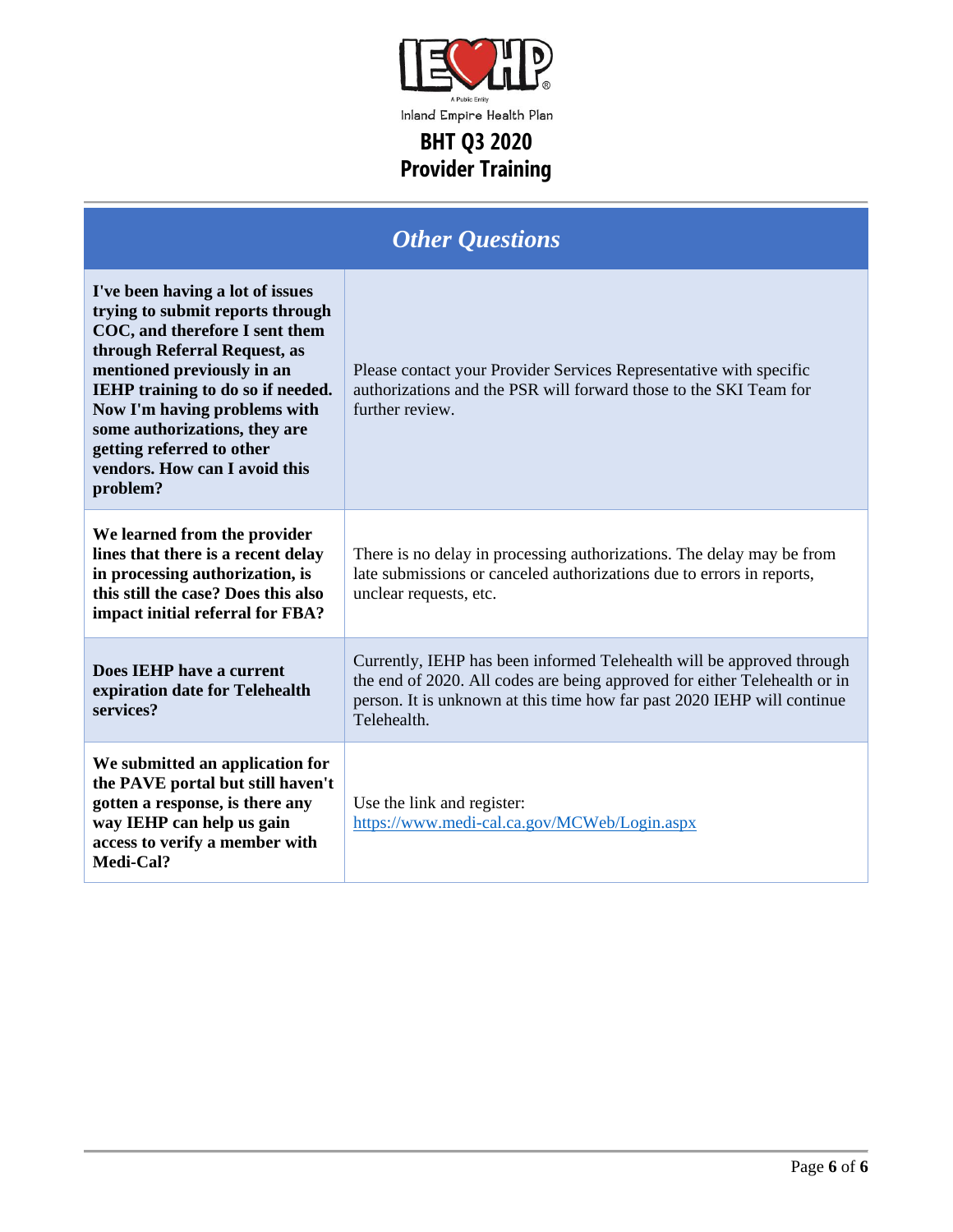# BHT Q3 2020 Provider Training

| *Other Questions* | |
|---|---|
| **I've been having a lot of issues trying to submit reports through COC, and therefore I sent them through Referral Request, as mentioned previously in an IEHP training to do so if needed. Now I'm having problems with some authorizations, they are getting referred to other vendors. How can I avoid this problem?** | Please contact your Provider Services Representative with specific authorizations and the PSR will forward those to the SKI Team for further review. |
| **We learned from the provider lines that there is a recent delay in processing authorization, is this still the case? Does this also impact initial referral for FBA?** | There is no delay in processing authorizations. The delay may be from late submissions or canceled authorizations due to errors in reports, unclear requests, etc. |
| **Does IEHP have a current expiration date for Telehealth services?** | Currently, IEHP has been informed Telehealth will be approved through the end of 2020. All codes are being approved for either Telehealth or in person. It is unknown at this time how far past 2020 IEHP will continue Telehealth. |
| **We submitted an application for the PAVE portal but still haven't gotten a response, is there any way IEHP can help us gain access to verify a member with Medi-Cal?** | Use the link and register: https://www.medi-cal.ca.gov/MCWeb/Login.aspx |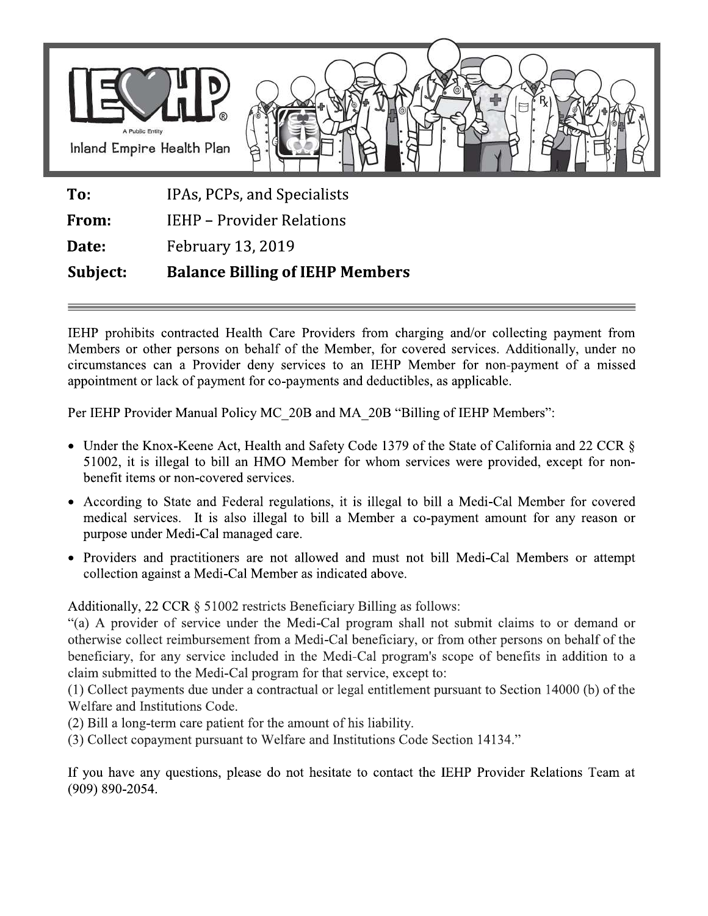IEHP
A Public Entity
Inland Empire Health Plan

| | |
|---|---|
| **To:** | IPAs, PCPs, and Specialists |
| **From:** | IEHP – Provider Relations |
| **Date:** | February 13, 2019 |
| **Subject:** | **Balance Billing of IEHP Members** |

---

IEHP prohibits contracted Health Care Providers from charging and/or collecting payment from Members or other persons on behalf of the Member, for covered services. Additionally, under no circumstances can a Provider deny services to an IEHP Member for non-payment of a missed appointment or lack of payment for co-payments and deductibles, as applicable.

Per IEHP Provider Manual Policy MC_20B and MA_20B "Billing of IEHP Members":

- Under the Knox-Keene Act, Health and Safety Code 1379 of the State of California and 22 CCR § 51002, it is illegal to bill an HMO Member for whom services were provided, except for non-benefit items or non-covered services.
- According to State and Federal regulations, it is illegal to bill a Medi-Cal Member for covered medical services. It is also illegal to bill a Member a co-payment amount for any reason or purpose under Medi-Cal managed care.
- Providers and practitioners are not allowed and must not bill Medi-Cal Members or attempt collection against a Medi-Cal Member as indicated above.

Additionally, 22 CCR § 51002 restricts Beneficiary Billing as follows:
"(a) A provider of service under the Medi-Cal program shall not submit claims to or demand or otherwise collect reimbursement from a Medi-Cal beneficiary, or from other persons on behalf of the beneficiary, for any service included in the Medi-Cal program's scope of benefits in addition to a claim submitted to the Medi-Cal program for that service, except to:
(1) Collect payments due under a contractual or legal entitlement pursuant to Section 14000 (b) of the Welfare and Institutions Code.
(2) Bill a long-term care patient for the amount of his liability.
(3) Collect copayment pursuant to Welfare and Institutions Code Section 14134."

If you have any questions, please do not hesitate to contact the IEHP Provider Relations Team at (909) 890-2054.